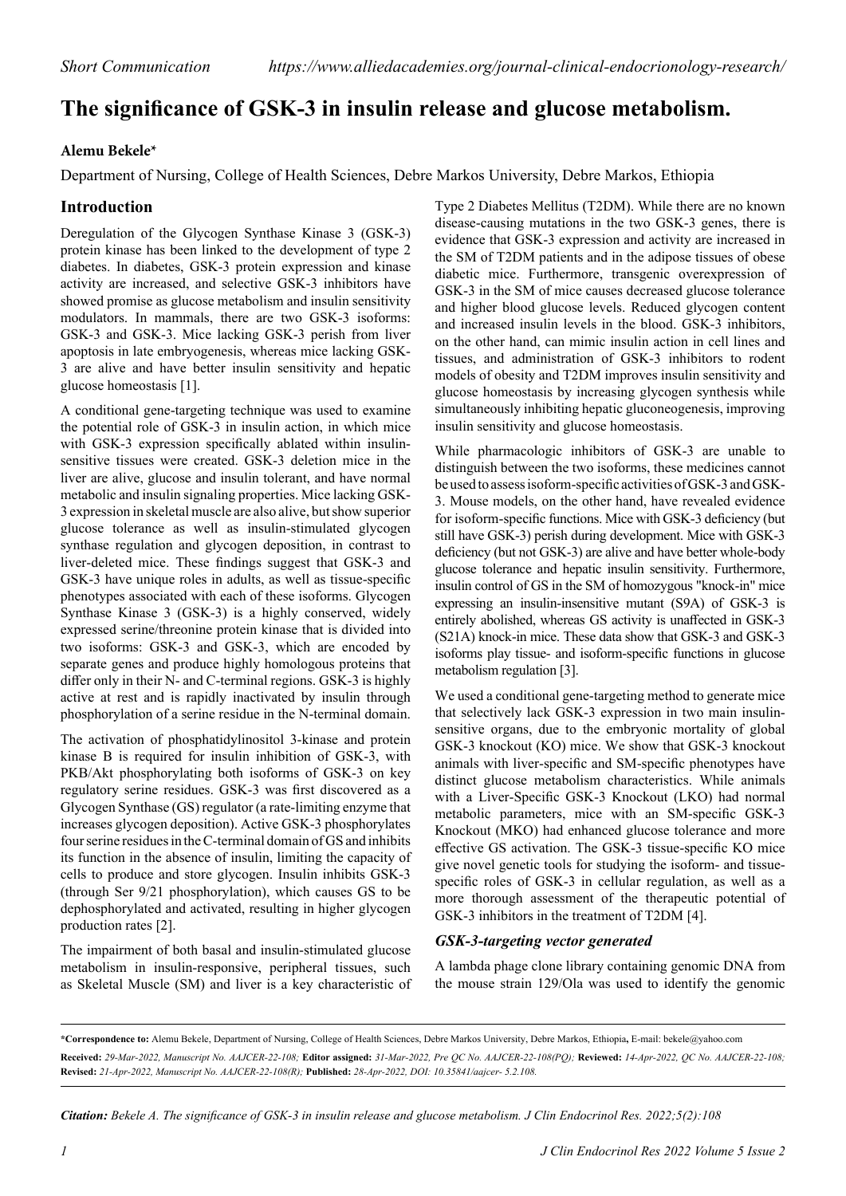Short Communication https://www.alliedacademies.org/journal-clinical-endocrionology-research/

# The significance of GSK-3 in insulin release and glucose metabolism.

**Alemu Bekele***

Department of Nursing, College of Health Sciences, Debre Markos University, Debre Markos, Ethiopia

## Introduction

Deregulation of the Glycogen Synthase Kinase 3 (GSK-3) protein kinase has been linked to the development of type 2 diabetes. In diabetes, GSK-3 protein expression and kinase activity are increased, and selective GSK-3 inhibitors have showed promise as glucose metabolism and insulin sensitivity modulators. In mammals, there are two GSK-3 isoforms: GSK-3 and GSK-3. Mice lacking GSK-3 perish from liver apoptosis in late embryogenesis, whereas mice lacking GSK-3 are alive and have better insulin sensitivity and hepatic glucose homeostasis [1].

A conditional gene-targeting technique was used to examine the potential role of GSK-3 in insulin action, in which mice with GSK-3 expression specifically ablated within insulin-sensitive tissues were created. GSK-3 deletion mice in the liver are alive, glucose and insulin tolerant, and have normal metabolic and insulin signaling properties. Mice lacking GSK-3 expression in skeletal muscle are also alive, but show superior glucose tolerance as well as insulin-stimulated glycogen synthase regulation and glycogen deposition, in contrast to liver-deleted mice. These findings suggest that GSK-3 and GSK-3 have unique roles in adults, as well as tissue-specific phenotypes associated with each of these isoforms. Glycogen Synthase Kinase 3 (GSK-3) is a highly conserved, widely expressed serine/threonine protein kinase that is divided into two isoforms: GSK-3 and GSK-3, which are encoded by separate genes and produce highly homologous proteins that differ only in their N- and C-terminal regions. GSK-3 is highly active at rest and is rapidly inactivated by insulin through phosphorylation of a serine residue in the N-terminal domain.

The activation of phosphatidylinositol 3-kinase and protein kinase B is required for insulin inhibition of GSK-3, with PKB/Akt phosphorylating both isoforms of GSK-3 on key regulatory serine residues. GSK-3 was first discovered as a Glycogen Synthase (GS) regulator (a rate-limiting enzyme that increases glycogen deposition). Active GSK-3 phosphorylates four serine residues in the C-terminal domain of GS and inhibits its function in the absence of insulin, limiting the capacity of cells to produce and store glycogen. Insulin inhibits GSK-3 (through Ser 9/21 phosphorylation), which causes GS to be dephosphorylated and activated, resulting in higher glycogen production rates [2].

The impairment of both basal and insulin-stimulated glucose metabolism in insulin-responsive, peripheral tissues, such as Skeletal Muscle (SM) and liver is a key characteristic of Type 2 Diabetes Mellitus (T2DM). While there are no known disease-causing mutations in the two GSK-3 genes, there is evidence that GSK-3 expression and activity are increased in the SM of T2DM patients and in the adipose tissues of obese diabetic mice. Furthermore, transgenic overexpression of GSK-3 in the SM of mice causes decreased glucose tolerance and higher blood glucose levels. Reduced glycogen content and increased insulin levels in the blood. GSK-3 inhibitors, on the other hand, can mimic insulin action in cell lines and tissues, and administration of GSK-3 inhibitors to rodent models of obesity and T2DM improves insulin sensitivity and glucose homeostasis by increasing glycogen synthesis while simultaneously inhibiting hepatic gluconeogenesis, improving insulin sensitivity and glucose homeostasis.

While pharmacologic inhibitors of GSK-3 are unable to distinguish between the two isoforms, these medicines cannot be used to assess isoform-specific activities of GSK-3 and GSK-3. Mouse models, on the other hand, have revealed evidence for isoform-specific functions. Mice with GSK-3 deficiency (but still have GSK-3) perish during development. Mice with GSK-3 deficiency (but not GSK-3) are alive and have better whole-body glucose tolerance and hepatic insulin sensitivity. Furthermore, insulin control of GS in the SM of homozygous "knock-in" mice expressing an insulin-insensitive mutant (S9A) of GSK-3 is entirely abolished, whereas GS activity is unaffected in GSK-3 (S21A) knock-in mice. These data show that GSK-3 and GSK-3 isoforms play tissue- and isoform-specific functions in glucose metabolism regulation [3].

We used a conditional gene-targeting method to generate mice that selectively lack GSK-3 expression in two main insulin-sensitive organs, due to the embryonic mortality of global GSK-3 knockout (KO) mice. We show that GSK-3 knockout animals with liver-specific and SM-specific phenotypes have distinct glucose metabolism characteristics. While animals with a Liver-Specific GSK-3 Knockout (LKO) had normal metabolic parameters, mice with an SM-specific GSK-3 Knockout (MKO) had enhanced glucose tolerance and more effective GS activation. The GSK-3 tissue-specific KO mice give novel genetic tools for studying the isoform- and tissue-specific roles of GSK-3 in cellular regulation, as well as a more thorough assessment of the therapeutic potential of GSK-3 inhibitors in the treatment of T2DM [4].

### *GSK-3-targeting vector generated*

A lambda phage clone library containing genomic DNA from the mouse strain 129/Ola was used to identify the genomic

---

***Correspondence to:** Alemu Bekele, Department of Nursing, College of Health Sciences, Debre Markos University, Debre Markos, Ethiopia, E-mail: bekele@yahoo.com

**Received:** *29-Mar-2022, Manuscript No. AAJCER-22-108;* **Editor assigned:** *31-Mar-2022, Pre QC No. AAJCER-22-108(PQ);* **Reviewed:** *14-Apr-2022, QC No. AAJCER-22-108;* **Revised:** *21-Apr-2022, Manuscript No. AAJCER-22-108(R);* **Published:** *28-Apr-2022, DOI: 10.35841/aajcer- 5.2.108.*

***Citation:** Bekele A. The significance of GSK-3 in insulin release and glucose metabolism. J Clin Endocrinol Res. 2022;5(2):108*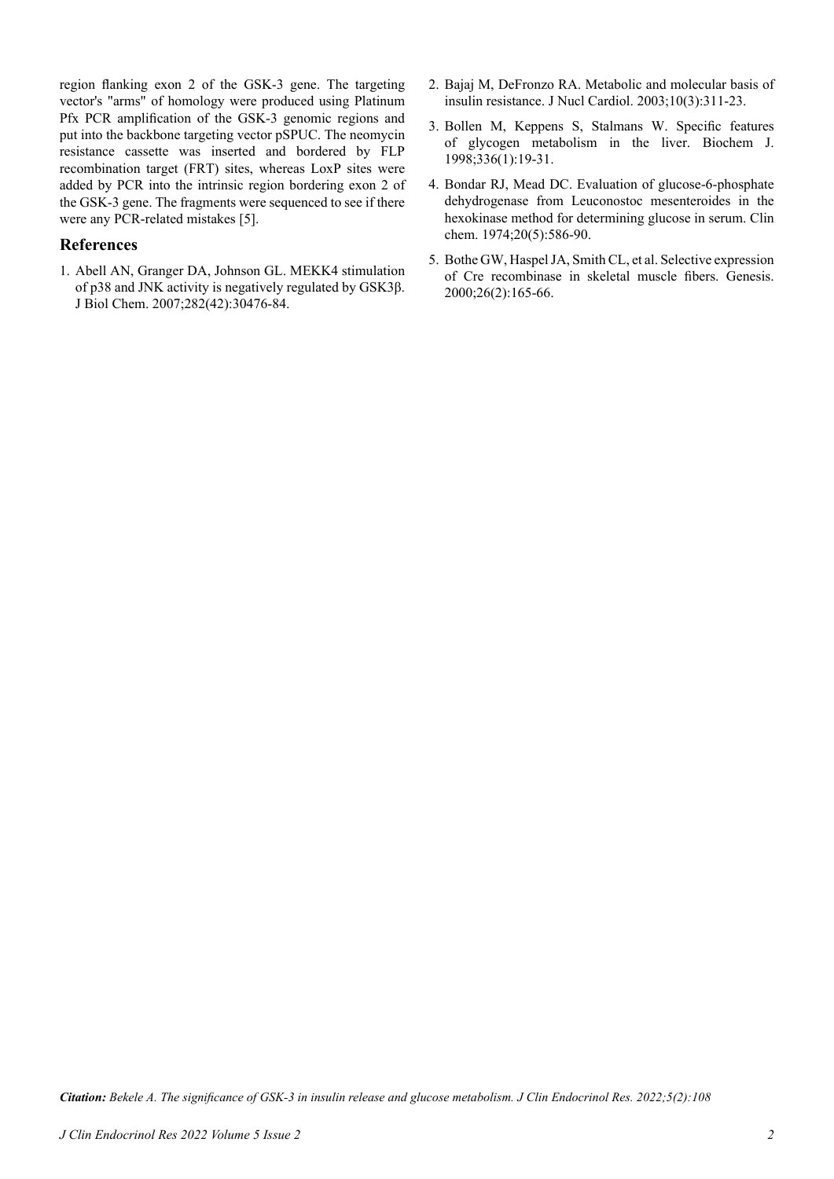region flanking exon 2 of the GSK-3 gene. The targeting vector's "arms" of homology were produced using Platinum Pfx PCR amplification of the GSK-3 genomic regions and put into the backbone targeting vector pSPUC. The neomycin resistance cassette was inserted and bordered by FLP recombination target (FRT) sites, whereas LoxP sites were added by PCR into the intrinsic region bordering exon 2 of the GSK-3 gene. The fragments were sequenced to see if there were any PCR-related mistakes [5].

## References

1. Abell AN, Granger DA, Johnson GL. MEKK4 stimulation of p38 and JNK activity is negatively regulated by GSK3β. J Biol Chem. 2007;282(42):30476-84.
2. Bajaj M, DeFronzo RA. Metabolic and molecular basis of insulin resistance. J Nucl Cardiol. 2003;10(3):311-23.
3. Bollen M, Keppens S, Stalmans W. Specific features of glycogen metabolism in the liver. Biochem J. 1998;336(1):19-31.
4. Bondar RJ, Mead DC. Evaluation of glucose-6-phosphate dehydrogenase from Leuconostoc mesenteroides in the hexokinase method for determining glucose in serum. Clin chem. 1974;20(5):586-90.
5. Bothe GW, Haspel JA, Smith CL, et al. Selective expression of Cre recombinase in skeletal muscle fibers. Genesis. 2000;26(2):165-66.

***Citation:*** *Bekele A. The significance of GSK-3 in insulin release and glucose metabolism. J Clin Endocrinol Res. 2022;5(2):108*